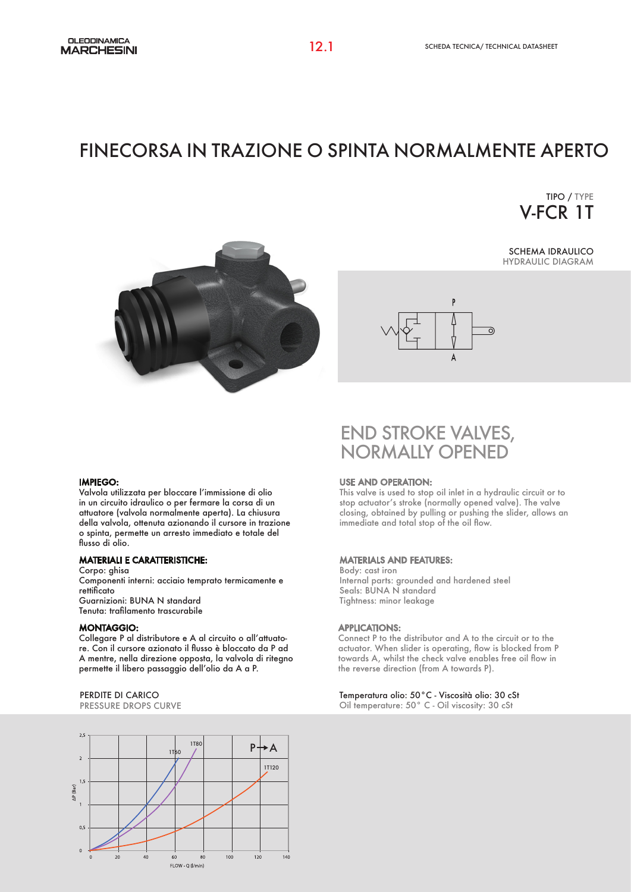# FINECORSA IN TRAZIONE O SPINTA NORMALMENTE APERTO

TIPO / TYPE

**V-FCR 1T**

SCHEMA IDRAULICO
HYDRAULIC DIAGRAM

P

A

## END STROKE VALVES, NORMALLY OPENED

**IMPIEGO:**
Valvola utilizzata per bloccare l'immissione di olio in un circuito idraulico o per fermare la corsa di un attuatore (valvola normalmente aperta). La chiusura della valvola, ottenuta azionando il cursore in trazione o spinta, permette un arresto immediato e totale del flusso di olio.

**MATERIALI E CARATTERISTICHE:**
Corpo: ghisa
Componenti interni: acciaio temprato termicamente e rettificato
Guarnizioni: BUNA N standard
Tenuta: trafilamento trascurabile

**MONTAGGIO:**
Collegare P al distributore e A al circuito o all'attuatore. Con il cursore azionato il flusso è bloccato da P ad A mentre, nella direzione opposta, la valvola di ritegno permette il libero passaggio dell'olio da A a P.

**USE AND OPERATION:**
This valve is used to stop oil inlet in a hydraulic circuit or to stop actuator's stroke (normally opened valve). The valve closing, obtained by pulling or pushing the slider, allows an immediate and total stop of the oil flow.

**MATERIALS AND FEATURES:**
Body: cast iron
Internal parts: grounded and hardened steel
Seals: BUNA N standard
Tightness: minor leakage

**APPLICATIONS:**
Connect P to the distributor and A to the circuit or to the actuator. When slider is operating, flow is blocked from P towards A, whilst the check valve enables free oil flow in the reverse direction (from A towards P).

PERDITE DI CARICO
PRESSURE DROPS CURVE

Temperatura olio: 50°C - Viscosità olio: 30 cSt
Oil temperature: 50° C - Oil viscosity: 30 cSt

P→A

1T50

1T80

1T120

ΔP (Bar)

2,5
2
1,5
1
0,5
0

0
20
40
60
80
100
120
140

FLOW - Q (l/min)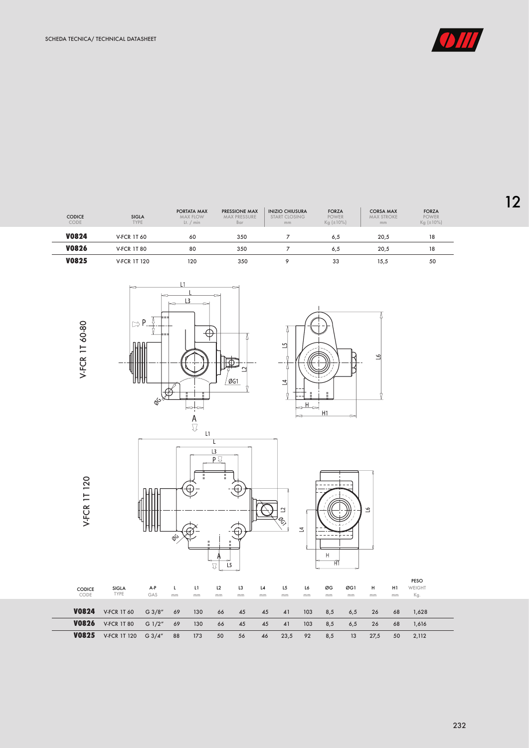12

| CODICE<br>CODE | SIGLA<br>TYPE | PORTATA MAX<br>MAX FLOW<br>Lt. / min | PRESSIONE MAX<br>MAX PRESSURE<br>Bar | INIZIO CHIUSURA<br>START CLOSING<br>mm | FORZA<br>POWER<br>Kg (±10%) | CORSA MAX<br>MAX STROKE<br>mm | FORZA<br>POWER<br>Kg (±10%) |
|---|---|---|---|---|---|---|---|
| **V0824** | V-FCR 1T 60 | 60 | 350 | 7 | 6,5 | 20,5 | 18 |
| **V0826** | V-FCR 1T 80 | 80 | 350 | 7 | 6,5 | 20,5 | 18 |
| **V0825** | V-FCR 1T 120 | 120 | 350 | 9 | 33 | 15,5 | 50 |

V-FCR 1T 60-80

L1 L L3 P L2 ØG1 ØG A L5 L4 L6 H H1

V-FCR 1T 120

L1 L L3 P L2 ØG1 ØG A L5 L4 L6 H H1

| CODICE<br>CODE | SIGLA<br>TYPE | A-P<br>GAS | L<br>mm | L1<br>mm | L2<br>mm | L3<br>mm | L4<br>mm | L5<br>mm | L6<br>mm | ØG<br>mm | ØG1<br>mm | H<br>mm | H1<br>mm | PESO<br>WEIGHT<br>Kg. |
|---|---|---|---|---|---|---|---|---|---|---|---|---|---|---|
| **V0824** | V-FCR 1T 60 | G 3/8" | 69 | 130 | 66 | 45 | 45 | 41 | 103 | 8,5 | 6,5 | 26 | 68 | 1,628 |
| **V0826** | V-FCR 1T 80 | G 1/2" | 69 | 130 | 66 | 45 | 45 | 41 | 103 | 8,5 | 6,5 | 26 | 68 | 1,616 |
| **V0825** | V-FCR 1T 120 | G 3/4" | 88 | 173 | 50 | 56 | 46 | 23,5 | 92 | 8,5 | 13 | 27,5 | 50 | 2,112 |